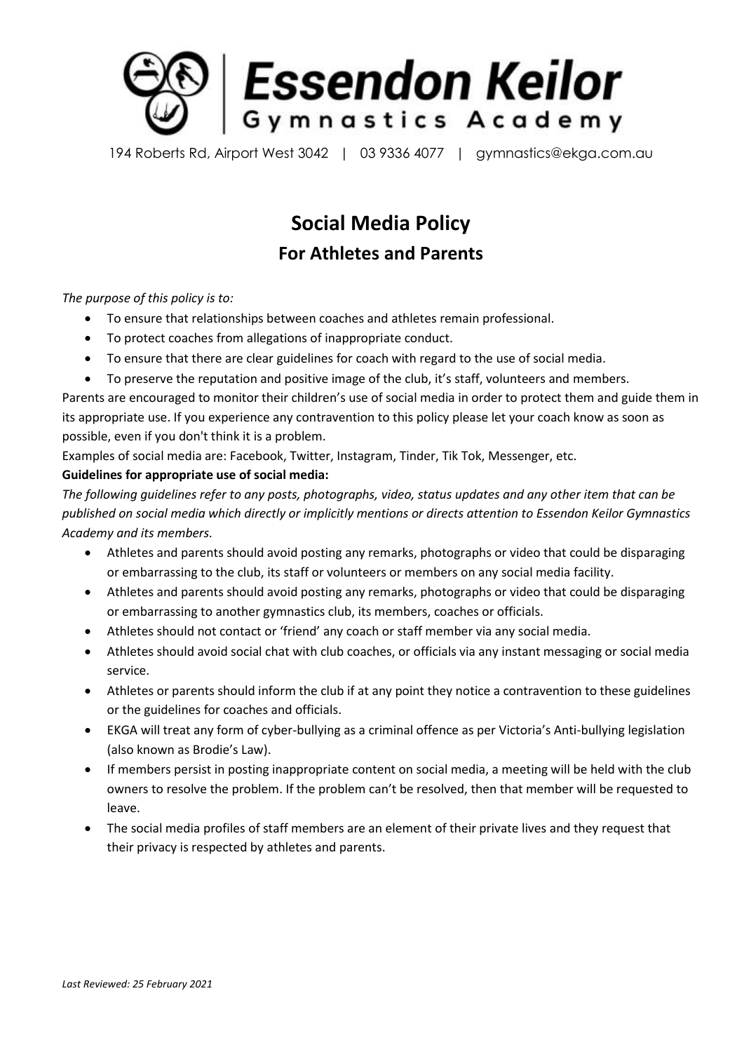# Essendon Keilor Gymnastics Academy

194 Roberts Rd, Airport West 3042 | 03 9336 4077 | gymnastics@ekga.com.au

## Social Media Policy

### For Athletes and Parents

*The purpose of this policy is to:*

- To ensure that relationships between coaches and athletes remain professional.
- To protect coaches from allegations of inappropriate conduct.
- To ensure that there are clear guidelines for coach with regard to the use of social media.
- To preserve the reputation and positive image of the club, it's staff, volunteers and members.

Parents are encouraged to monitor their children's use of social media in order to protect them and guide them in its appropriate use. If you experience any contravention to this policy please let your coach know as soon as possible, even if you don't think it is a problem.

Examples of social media are: Facebook, Twitter, Instagram, Tinder, Tik Tok, Messenger, etc.

**Guidelines for appropriate use of social media:**

*The following guidelines refer to any posts, photographs, video, status updates and any other item that can be published on social media which directly or implicitly mentions or directs attention to Essendon Keilor Gymnastics Academy and its members.*

- Athletes and parents should avoid posting any remarks, photographs or video that could be disparaging or embarrassing to the club, its staff or volunteers or members on any social media facility.
- Athletes and parents should avoid posting any remarks, photographs or video that could be disparaging or embarrassing to another gymnastics club, its members, coaches or officials.
- Athletes should not contact or 'friend' any coach or staff member via any social media.
- Athletes should avoid social chat with club coaches, or officials via any instant messaging or social media service.
- Athletes or parents should inform the club if at any point they notice a contravention to these guidelines or the guidelines for coaches and officials.
- EKGA will treat any form of cyber-bullying as a criminal offence as per Victoria's Anti-bullying legislation (also known as Brodie's Law).
- If members persist in posting inappropriate content on social media, a meeting will be held with the club owners to resolve the problem. If the problem can't be resolved, then that member will be requested to leave.
- The social media profiles of staff members are an element of their private lives and they request that their privacy is respected by athletes and parents.

*Last Reviewed: 25 February 2021*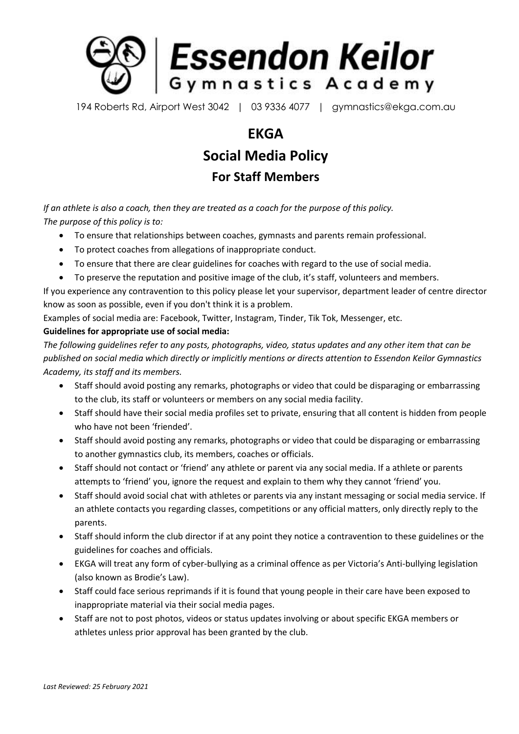# Essendon Keilor Gymnastics Academy

194 Roberts Rd, Airport West 3042 | 03 9336 4077 | gymnastics@ekga.com.au

## EKGA

## Social Media Policy

### For Staff Members

*If an athlete is also a coach, then they are treated as a coach for the purpose of this policy.*
*The purpose of this policy is to:*

- To ensure that relationships between coaches, gymnasts and parents remain professional.
- To protect coaches from allegations of inappropriate conduct.
- To ensure that there are clear guidelines for coaches with regard to the use of social media.
- To preserve the reputation and positive image of the club, it's staff, volunteers and members.

If you experience any contravention to this policy please let your supervisor, department leader of centre director know as soon as possible, even if you don't think it is a problem.

Examples of social media are: Facebook, Twitter, Instagram, Tinder, Tik Tok, Messenger, etc.

**Guidelines for appropriate use of social media:**

*The following guidelines refer to any posts, photographs, video, status updates and any other item that can be published on social media which directly or implicitly mentions or directs attention to Essendon Keilor Gymnastics Academy, its staff and its members.*

- Staff should avoid posting any remarks, photographs or video that could be disparaging or embarrassing to the club, its staff or volunteers or members on any social media facility.
- Staff should have their social media profiles set to private, ensuring that all content is hidden from people who have not been 'friended'.
- Staff should avoid posting any remarks, photographs or video that could be disparaging or embarrassing to another gymnastics club, its members, coaches or officials.
- Staff should not contact or 'friend' any athlete or parent via any social media. If a athlete or parents attempts to 'friend' you, ignore the request and explain to them why they cannot 'friend' you.
- Staff should avoid social chat with athletes or parents via any instant messaging or social media service. If an athlete contacts you regarding classes, competitions or any official matters, only directly reply to the parents.
- Staff should inform the club director if at any point they notice a contravention to these guidelines or the guidelines for coaches and officials.
- EKGA will treat any form of cyber-bullying as a criminal offence as per Victoria's Anti-bullying legislation (also known as Brodie's Law).
- Staff could face serious reprimands if it is found that young people in their care have been exposed to inappropriate material via their social media pages.
- Staff are not to post photos, videos or status updates involving or about specific EKGA members or athletes unless prior approval has been granted by the club.

*Last Reviewed: 25 February 2021*